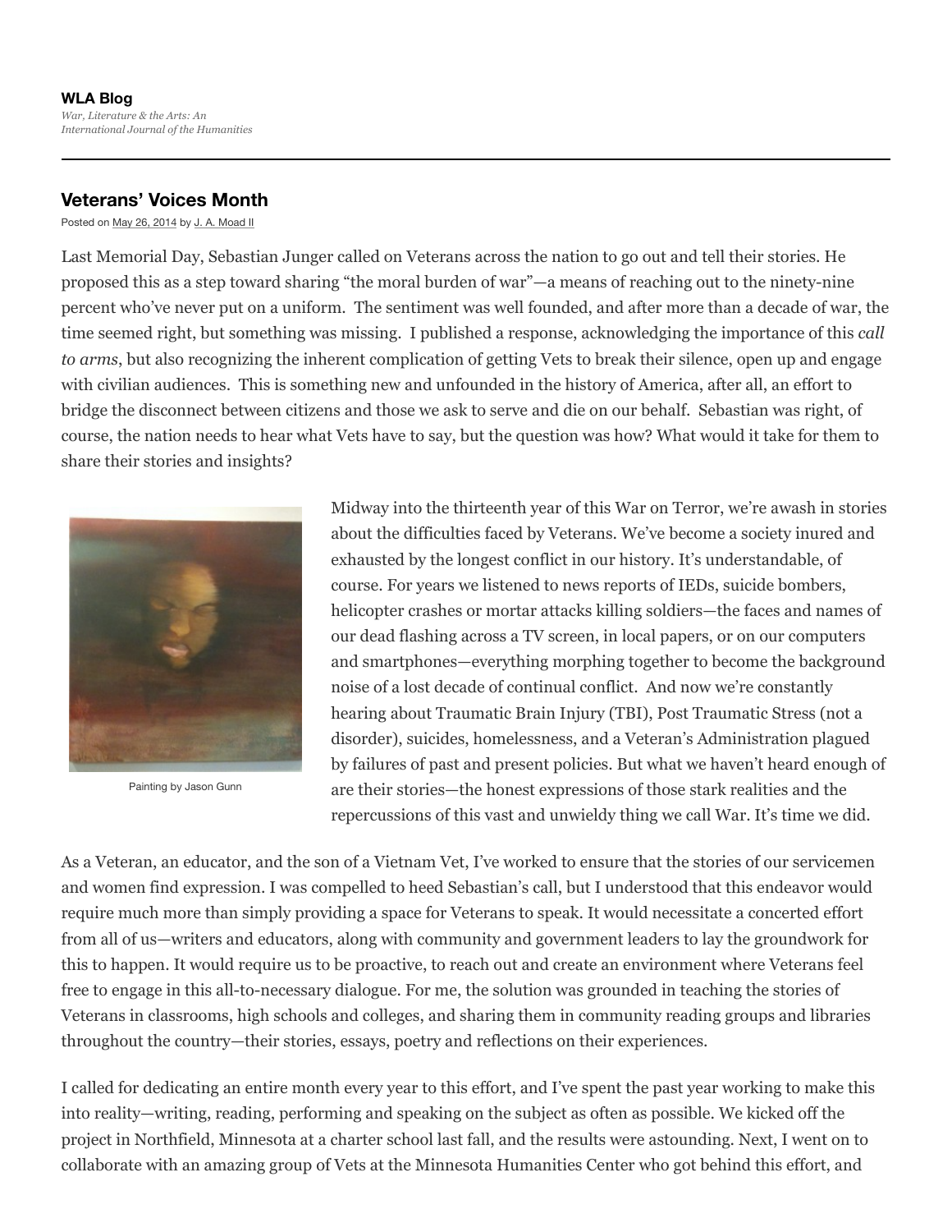**WLA Blog**

*War, Literature & the Arts: An International Journal of the Humanities*

## Veterans' Voices Month

Posted on May 26, 2014 by J. A. Moad II

Last Memorial Day, Sebastian Junger called on Veterans across the nation to go out and tell their stories. He proposed this as a step toward sharing "the moral burden of war"—a means of reaching out to the ninety-nine percent who've never put on a uniform. The sentiment was well founded, and after more than a decade of war, the time seemed right, but something was missing. I published a response, acknowledging the importance of this *call to arms*, but also recognizing the inherent complication of getting Vets to break their silence, open up and engage with civilian audiences. This is something new and unfounded in the history of America, after all, an effort to bridge the disconnect between citizens and those we ask to serve and die on our behalf. Sebastian was right, of course, the nation needs to hear what Vets have to say, but the question was how? What would it take for them to share their stories and insights?

Painting by Jason Gunn

Midway into the thirteenth year of this War on Terror, we're awash in stories about the difficulties faced by Veterans. We've become a society inured and exhausted by the longest conflict in our history. It's understandable, of course. For years we listened to news reports of IEDs, suicide bombers, helicopter crashes or mortar attacks killing soldiers—the faces and names of our dead flashing across a TV screen, in local papers, or on our computers and smartphones—everything morphing together to become the background noise of a lost decade of continual conflict. And now we're constantly hearing about Traumatic Brain Injury (TBI), Post Traumatic Stress (not a disorder), suicides, homelessness, and a Veteran's Administration plagued by failures of past and present policies. But what we haven't heard enough of are their stories—the honest expressions of those stark realities and the repercussions of this vast and unwieldy thing we call War. It's time we did.

As a Veteran, an educator, and the son of a Vietnam Vet, I've worked to ensure that the stories of our servicemen and women find expression. I was compelled to heed Sebastian's call, but I understood that this endeavor would require much more than simply providing a space for Veterans to speak. It would necessitate a concerted effort from all of us—writers and educators, along with community and government leaders to lay the groundwork for this to happen. It would require us to be proactive, to reach out and create an environment where Veterans feel free to engage in this all-to-necessary dialogue. For me, the solution was grounded in teaching the stories of Veterans in classrooms, high schools and colleges, and sharing them in community reading groups and libraries throughout the country—their stories, essays, poetry and reflections on their experiences.

I called for dedicating an entire month every year to this effort, and I've spent the past year working to make this into reality—writing, reading, performing and speaking on the subject as often as possible. We kicked off the project in Northfield, Minnesota at a charter school last fall, and the results were astounding. Next, I went on to collaborate with an amazing group of Vets at the Minnesota Humanities Center who got behind this effort, and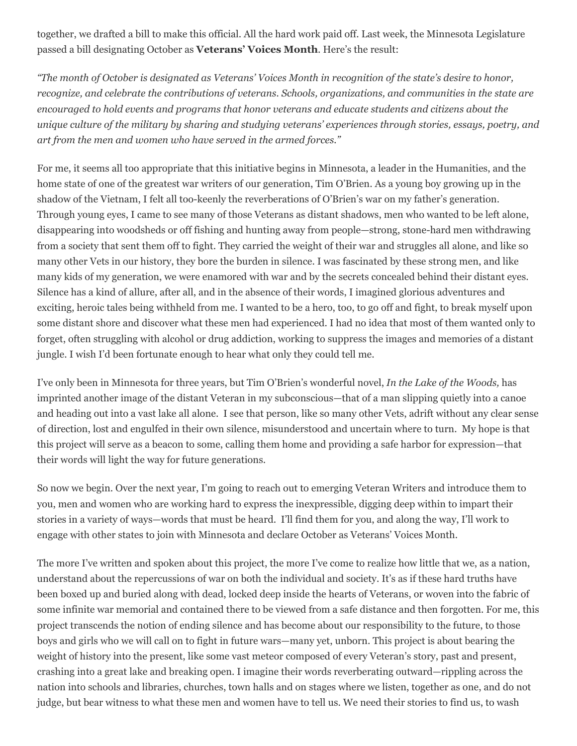together, we drafted a bill to make this official. All the hard work paid off. Last week, the Minnesota Legislature passed a bill designating October as **Veterans' Voices Month**. Here's the result:

*"The month of October is designated as Veterans' Voices Month in recognition of the state's desire to honor, recognize, and celebrate the contributions of veterans. Schools, organizations, and communities in the state are encouraged to hold events and programs that honor veterans and educate students and citizens about the unique culture of the military by sharing and studying veterans' experiences through stories, essays, poetry, and art from the men and women who have served in the armed forces."*

For me, it seems all too appropriate that this initiative begins in Minnesota, a leader in the Humanities, and the home state of one of the greatest war writers of our generation, Tim O'Brien. As a young boy growing up in the shadow of the Vietnam, I felt all too-keenly the reverberations of O'Brien's war on my father's generation. Through young eyes, I came to see many of those Veterans as distant shadows, men who wanted to be left alone, disappearing into woodsheds or off fishing and hunting away from people—strong, stone-hard men withdrawing from a society that sent them off to fight. They carried the weight of their war and struggles all alone, and like so many other Vets in our history, they bore the burden in silence. I was fascinated by these strong men, and like many kids of my generation, we were enamored with war and by the secrets concealed behind their distant eyes. Silence has a kind of allure, after all, and in the absence of their words, I imagined glorious adventures and exciting, heroic tales being withheld from me. I wanted to be a hero, too, to go off and fight, to break myself upon some distant shore and discover what these men had experienced. I had no idea that most of them wanted only to forget, often struggling with alcohol or drug addiction, working to suppress the images and memories of a distant jungle. I wish I'd been fortunate enough to hear what only they could tell me.

I've only been in Minnesota for three years, but Tim O'Brien's wonderful novel, *In the Lake of the Woods,* has imprinted another image of the distant Veteran in my subconscious—that of a man slipping quietly into a canoe and heading out into a vast lake all alone. I see that person, like so many other Vets, adrift without any clear sense of direction, lost and engulfed in their own silence, misunderstood and uncertain where to turn. My hope is that this project will serve as a beacon to some, calling them home and providing a safe harbor for expression—that their words will light the way for future generations.

So now we begin. Over the next year, I'm going to reach out to emerging Veteran Writers and introduce them to you, men and women who are working hard to express the inexpressible, digging deep within to impart their stories in a variety of ways—words that must be heard. I'll find them for you, and along the way, I'll work to engage with other states to join with Minnesota and declare October as Veterans' Voices Month.

The more I've written and spoken about this project, the more I've come to realize how little that we, as a nation, understand about the repercussions of war on both the individual and society. It's as if these hard truths have been boxed up and buried along with dead, locked deep inside the hearts of Veterans, or woven into the fabric of some infinite war memorial and contained there to be viewed from a safe distance and then forgotten. For me, this project transcends the notion of ending silence and has become about our responsibility to the future, to those boys and girls who we will call on to fight in future wars—many yet, unborn. This project is about bearing the weight of history into the present, like some vast meteor composed of every Veteran's story, past and present, crashing into a great lake and breaking open. I imagine their words reverberating outward—rippling across the nation into schools and libraries, churches, town halls and on stages where we listen, together as one, and do not judge, but bear witness to what these men and women have to tell us. We need their stories to find us, to wash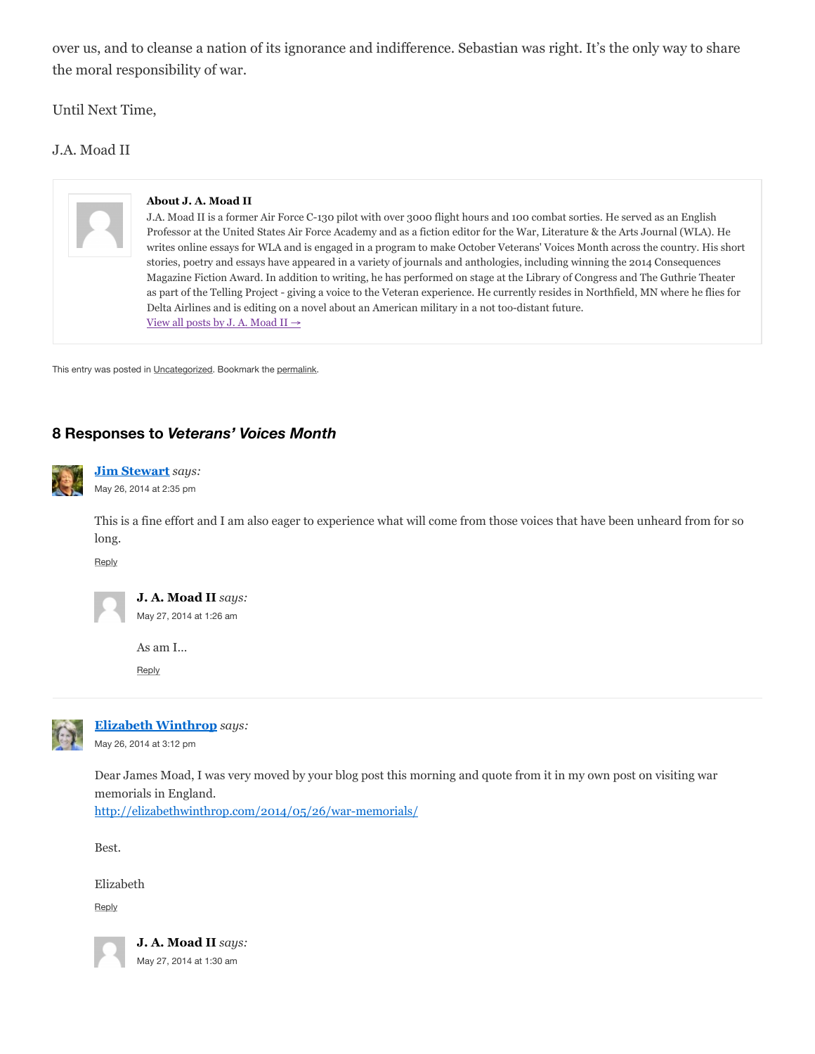over us, and to cleanse a nation of its ignorance and indifference. Sebastian was right. It's the only way to share the moral responsibility of war.

Until Next Time,

J.A. Moad II

**About J. A. Moad II**

J.A. Moad II is a former Air Force C-130 pilot with over 3000 flight hours and 100 combat sorties. He served as an English Professor at the United States Air Force Academy and as a fiction editor for the War, Literature & the Arts Journal (WLA). He writes online essays for WLA and is engaged in a program to make October Veterans' Voices Month across the country. His short stories, poetry and essays have appeared in a variety of journals and anthologies, including winning the 2014 Consequences Magazine Fiction Award. In addition to writing, he has performed on stage at the Library of Congress and The Guthrie Theater as part of the Telling Project - giving a voice to the Veteran experience. He currently resides in Northfield, MN where he flies for Delta Airlines and is editing on a novel about an American military in a not too-distant future.

View all posts by J. A. Moad II →

This entry was posted in Uncategorized. Bookmark the permalink.

## 8 Responses to *Veterans' Voices Month*

**Jim Stewart** *says:*
May 26, 2014 at 2:35 pm

This is a fine effort and I am also eager to experience what will come from those voices that have been unheard from for so long.

Reply

> **J. A. Moad II** *says:*
> May 27, 2014 at 1:26 am
>
> As am I…
>
> Reply

**Elizabeth Winthrop** *says:*
May 26, 2014 at 3:12 pm

Dear James Moad, I was very moved by your blog post this morning and quote from it in my own post on visiting war memorials in England.
http://elizabethwinthrop.com/2014/05/26/war-memorials/

Best.

Elizabeth

Reply

> **J. A. Moad II** *says:*
> May 27, 2014 at 1:30 am